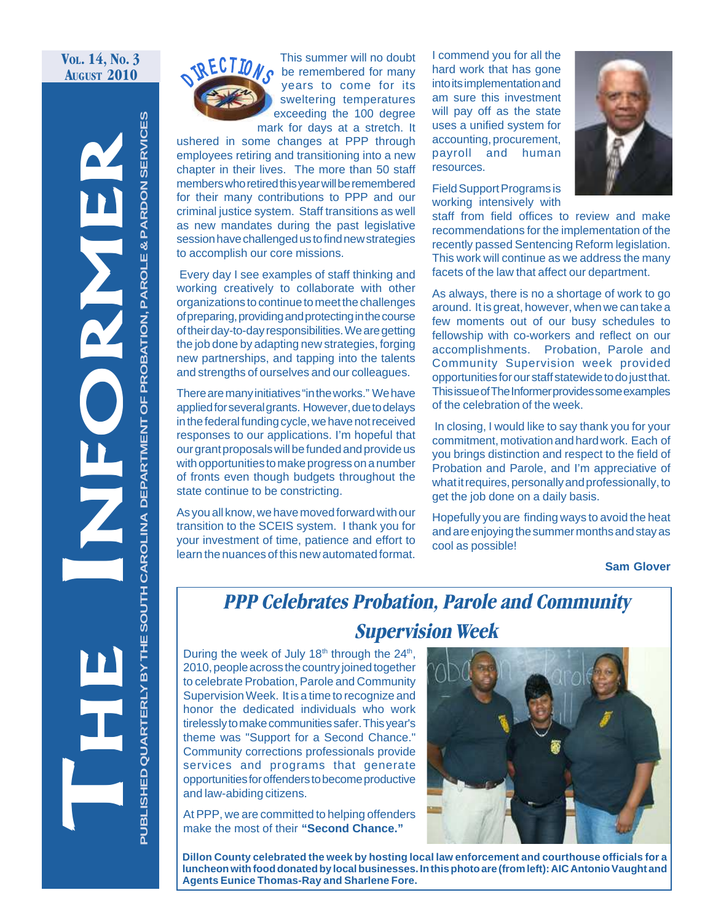# The Informer

**Vol. 14, No. 3**
**August 2010**

PUBLISHED QUARTERLY BY THE SOUTH CAROLINA DEPARTMENT OF PROBATION, PAROLE & PARDON SERVICES

## Directions

This summer will no doubt be remembered for many years to come for its sweltering temperatures exceeding the 100 degree mark for days at a stretch. It ushered in some changes at PPP through employees retiring and transitioning into a new chapter in their lives. The more than 50 staff members who retired this year will be remembered for their many contributions to PPP and our criminal justice system. Staff transitions as well as new mandates during the past legislative session have challenged us to find new strategies to accomplish our core missions.

Every day I see examples of staff thinking and working creatively to collaborate with other organizations to continue to meet the challenges of preparing, providing and protecting in the course of their day-to-day responsibilities. We are getting the job done by adapting new strategies, forging new partnerships, and tapping into the talents and strengths of ourselves and our colleagues.

There are many initiatives "in the works." We have applied for several grants. However, due to delays in the federal funding cycle, we have not received responses to our applications. I'm hopeful that our grant proposals will be funded and provide us with opportunities to make progress on a number of fronts even though budgets throughout the state continue to be constricting.

As you all know, we have moved forward with our transition to the SCEIS system. I thank you for your investment of time, patience and effort to learn the nuances of this new automated format. I commend you for all the hard work that has gone into its implementation and am sure this investment will pay off as the state uses a unified system for accounting, procurement, payroll and human resources.

Field Support Programs is working intensively with staff from field offices to review and make recommendations for the implementation of the recently passed Sentencing Reform legislation. This work will continue as we address the many facets of the law that affect our department.

As always, there is no a shortage of work to go around. It is great, however, when we can take a few moments out of our busy schedules to fellowship with co-workers and reflect on our accomplishments. Probation, Parole and Community Supervision week provided opportunities for our staff statewide to do just that. This issue of The Informer provides some examples of the celebration of the week.

In closing, I would like to say thank you for your commitment, motivation and hard work. Each of you brings distinction and respect to the field of Probation and Parole, and I'm appreciative of what it requires, personally and professionally, to get the job done on a daily basis.

Hopefully you are finding ways to avoid the heat and are enjoying the summer months and stay as cool as possible!

**Sam Glover**

## *PPP Celebrates Probation, Parole and Community Supervision Week*

During the week of July 18th through the 24th, 2010, people across the country joined together to celebrate Probation, Parole and Community Supervision Week. It is a time to recognize and honor the dedicated individuals who work tirelessly to make communities safer. This year's theme was "Support for a Second Chance." Community corrections professionals provide services and programs that generate opportunities for offenders to become productive and law-abiding citizens.

At PPP, we are committed to helping offenders make the most of their **"Second Chance."**

**Dillon County celebrated the week by hosting local law enforcement and courthouse officials for a luncheon with food donated by local businesses. In this photo are (from left): AIC Antonio Vaught and Agents Eunice Thomas-Ray and Sharlene Fore.**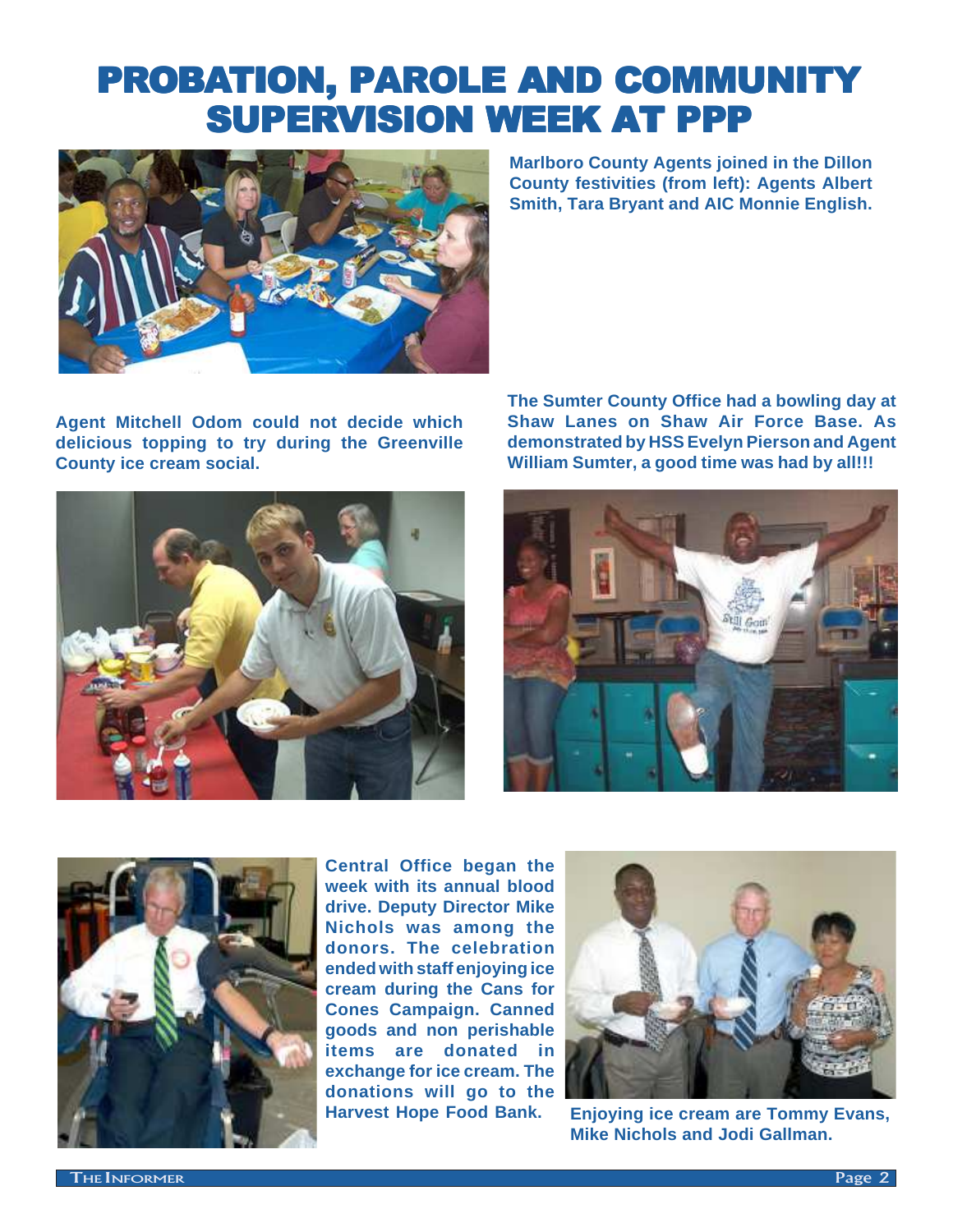# PROBATION, PAROLE AND COMMUNITY SUPERVISION WEEK AT PPP

**Marlboro County Agents joined in the Dillon County festivities (from left): Agents Albert Smith, Tara Bryant and AIC Monnie English.**

**Agent Mitchell Odom could not decide which delicious topping to try during the Greenville County ice cream social.**

**The Sumter County Office had a bowling day at Shaw Lanes on Shaw Air Force Base. As demonstrated by HSS Evelyn Pierson and Agent William Sumter, a good time was had by all!!!**

**Central Office began the week with its annual blood drive. Deputy Director Mike Nichols was among the donors. The celebration ended with staff enjoying ice cream during the Cans for Cones Campaign. Canned goods and non perishable items are donated in exchange for ice cream. The donations will go to the Harvest Hope Food Bank.**

**Enjoying ice cream are Tommy Evans, Mike Nichols and Jodi Gallman.**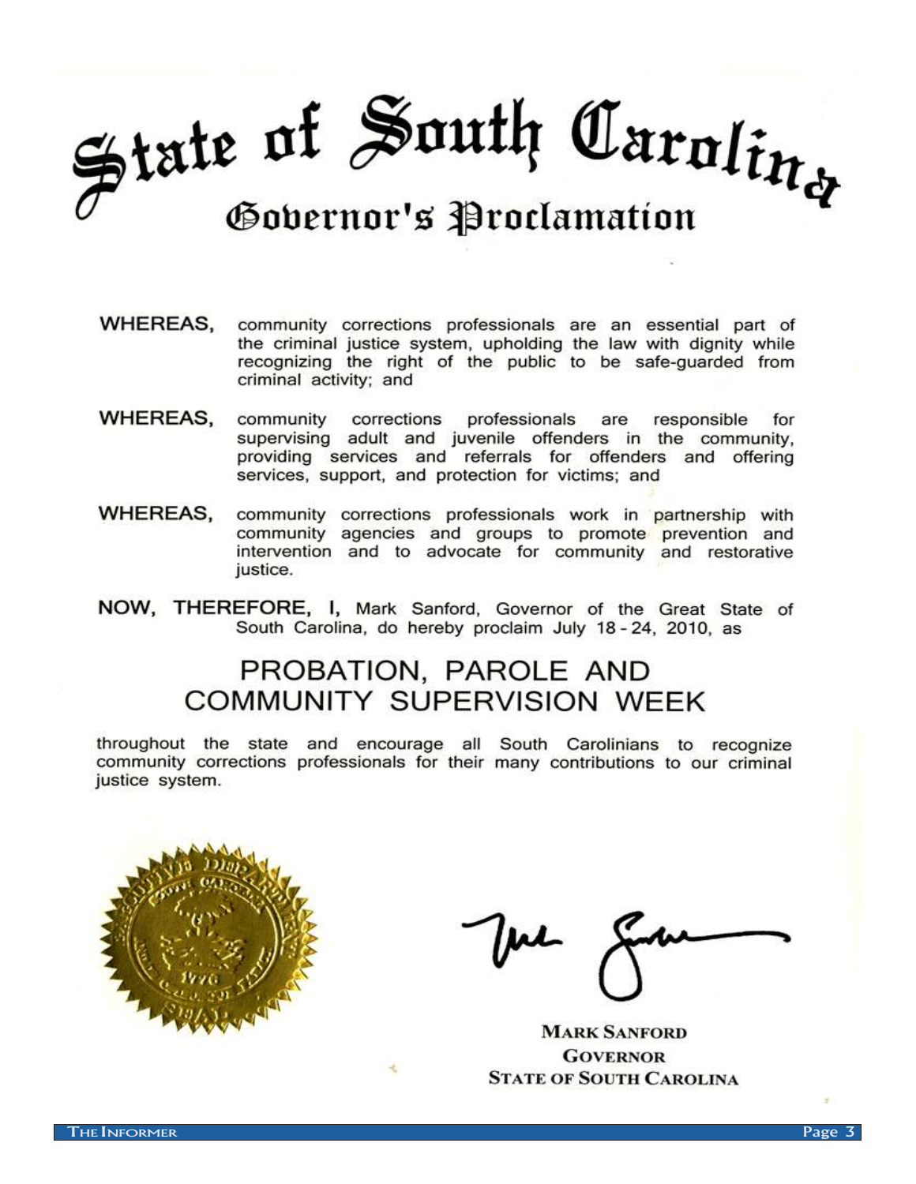# State of South Carolina

## Governor's Proclamation

**WHEREAS,** community corrections professionals are an essential part of the criminal justice system, upholding the law with dignity while recognizing the right of the public to be safe-guarded from criminal activity; and

**WHEREAS,** community corrections professionals are responsible for supervising adult and juvenile offenders in the community, providing services and referrals for offenders and offering services, support, and protection for victims; and

**WHEREAS,** community corrections professionals work in partnership with community agencies and groups to promote prevention and intervention and to advocate for community and restorative justice.

**NOW, THEREFORE, I,** Mark Sanford, Governor of the Great State of South Carolina, do hereby proclaim July 18 - 24, 2010, as

## PROBATION, PAROLE AND COMMUNITY SUPERVISION WEEK

throughout the state and encourage all South Carolinians to recognize community corrections professionals for their many contributions to our criminal justice system.

**MARK SANFORD**
**GOVERNOR**
**STATE OF SOUTH CAROLINA**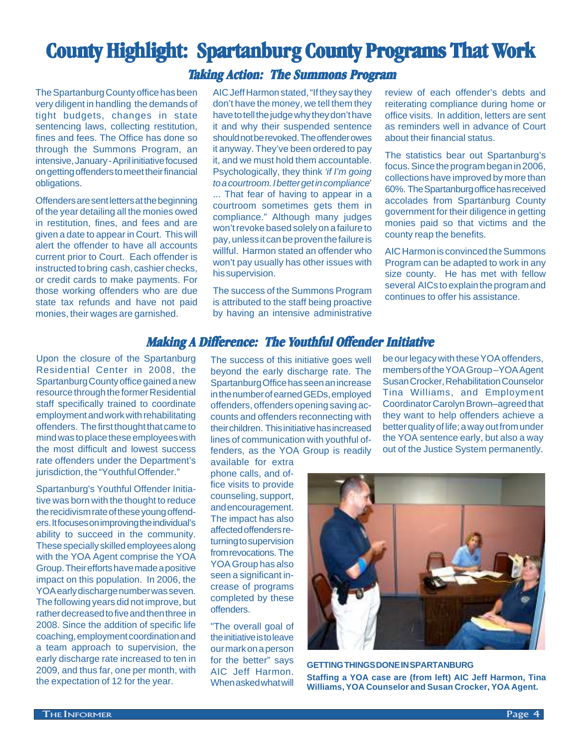# County Highlight: Spartanburg County Programs That Work

## Taking Action: The Summons Program

The Spartanburg County office has been very diligent in handling the demands of tight budgets, changes in state sentencing laws, collecting restitution, fines and fees. The Office has done so through the Summons Program, an intensive, January - April initiative focused on getting offenders to meet their financial obligations.

Offenders are sent letters at the beginning of the year detailing all the monies owed in restitution, fines, and fees and are given a date to appear in Court. This will alert the offender to have all accounts current prior to Court. Each offender is instructed to bring cash, cashier checks, or credit cards to make payments. For those working offenders who are due state tax refunds and have not paid monies, their wages are garnished.

AIC Jeff Harmon stated, "If they say they don't have the money, we tell them they have to tell the judge why they don't have it and why their suspended sentence should not be revoked. The offender owes it anyway. They've been ordered to pay it, and we must hold them accountable. Psychologically, they think *'if I'm going to a courtroom. I better get in compliance'* ... That fear of having to appear in a courtroom sometimes gets them in compliance." Although many judges won't revoke based solely on a failure to pay, unless it can be proven the failure is willful. Harmon stated an offender who won't pay usually has other issues with his supervision.

The success of the Summons Program is attributed to the staff being proactive by having an intensive administrative review of each offender's debts and reiterating compliance during home or office visits. In addition, letters are sent as reminders well in advance of Court about their financial status.

The statistics bear out Spartanburg's focus. Since the program began in 2006, collections have improved by more than 60%. The Spartanburg office has received accolades from Spartanburg County government for their diligence in getting monies paid so that victims and the county reap the benefits.

AIC Harmon is convinced the Summons Program can be adapted to work in any size county. He has met with fellow several AICs to explain the program and continues to offer his assistance.

## Making A Difference: The Youthful Offender Initiative

Upon the closure of the Spartanburg Residential Center in 2008, the Spartanburg County office gained a new resource through the former Residential staff specifically trained to coordinate employment and work with rehabilitating offenders. The first thought that came to mind was to place these employees with the most difficult and lowest success rate offenders under the Department's jurisdiction, the "Youthful Offender."

Spartanburg's Youthful Offender Initiative was born with the thought to reduce the recidivism rate of these young offenders. It focuses on improving the individual's ability to succeed in the community. These specially skilled employees along with the YOA Agent comprise the YOA Group. Their efforts have made a positive impact on this population. In 2006, the YOA early discharge number was seven. The following years did not improve, but rather decreased to five and then three in 2008. Since the addition of specific life coaching, employment coordination and a team approach to supervision, the early discharge rate increased to ten in 2009, and thus far, one per month, with the expectation of 12 for the year.

The success of this initiative goes well beyond the early discharge rate. The Spartanburg Office has seen an increase in the number of earned GEDs, employed offenders, offenders opening saving accounts and offenders reconnecting with their children. This initiative has increased lines of communication with youthful offenders, as the YOA Group is readily available for extra phone calls, and office visits to provide counseling, support, and encouragement. The impact has also affected offenders returning to supervision from revocations. The YOA Group has also seen a significant increase of programs completed by these offenders.

"The overall goal of the initiative is to leave our mark on a person for the better" says AIC Jeff Harmon. When asked what will be our legacy with these YOA offenders, members of the YOA Group – YOA Agent Susan Crocker, Rehabilitation Counselor Tina Williams, and Employment Coordinator Carolyn Brown – agreed that they want to help offenders achieve a better quality of life; a way out from under the YOA sentence early, but also a way out of the Justice System permanently.

**GETTING THINGS DONE IN SPARTANBURG**

**Staffing a YOA case are (from left) AIC Jeff Harmon, Tina Williams, YOA Counselor and Susan Crocker, YOA Agent.**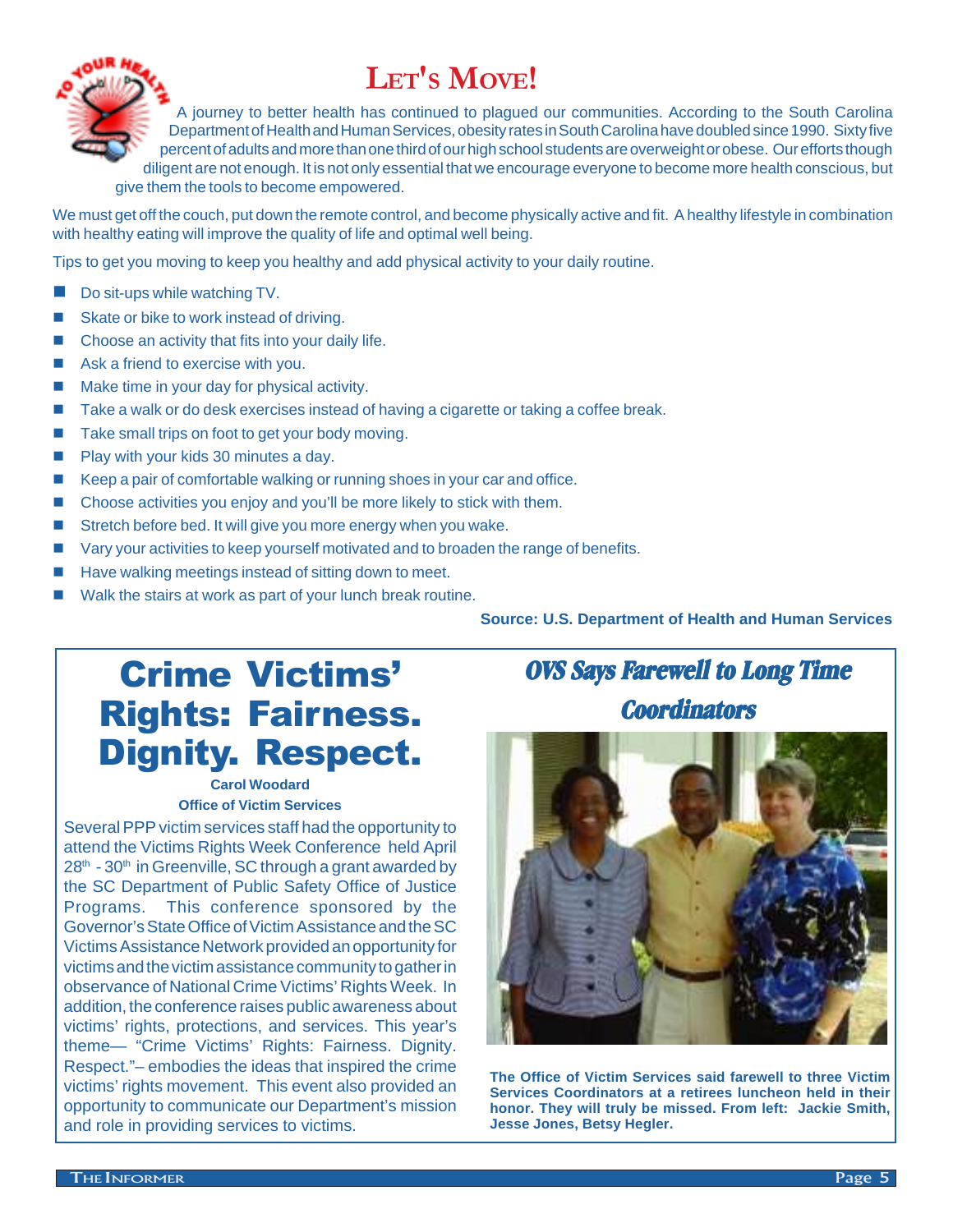# Let's Move!

A journey to better health has continued to plagued our communities. According to the South Carolina Department of Health and Human Services, obesity rates in South Carolina have doubled since 1990. Sixty five percent of adults and more than one third of our high school students are overweight or obese. Our efforts though diligent are not enough. It is not only essential that we encourage everyone to become more health conscious, but give them the tools to become empowered.

We must get off the couch, put down the remote control, and become physically active and fit. A healthy lifestyle in combination with healthy eating will improve the quality of life and optimal well being.

Tips to get you moving to keep you healthy and add physical activity to your daily routine.

- Do sit-ups while watching TV.
- Skate or bike to work instead of driving.
- Choose an activity that fits into your daily life.
- Ask a friend to exercise with you.
- Make time in your day for physical activity.
- Take a walk or do desk exercises instead of having a cigarette or taking a coffee break.
- Take small trips on foot to get your body moving.
- Play with your kids 30 minutes a day.
- Keep a pair of comfortable walking or running shoes in your car and office.
- Choose activities you enjoy and you'll be more likely to stick with them.
- Stretch before bed. It will give you more energy when you wake.
- Vary your activities to keep yourself motivated and to broaden the range of benefits.
- Have walking meetings instead of sitting down to meet.
- Walk the stairs at work as part of your lunch break routine.

**Source: U.S. Department of Health and Human Services**

## Crime Victims' Rights: Fairness. Dignity. Respect.

**Carol Woodard**
**Office of Victim Services**

Several PPP victim services staff had the opportunity to attend the Victims Rights Week Conference held April 28th - 30th in Greenville, SC through a grant awarded by the SC Department of Public Safety Office of Justice Programs. This conference sponsored by the Governor's State Office of Victim Assistance and the SC Victims Assistance Network provided an opportunity for victims and the victim assistance community to gather in observance of National Crime Victims' Rights Week. In addition, the conference raises public awareness about victims' rights, protections, and services. This year's theme— "Crime Victims' Rights: Fairness. Dignity. Respect."– embodies the ideas that inspired the crime victims' rights movement. This event also provided an opportunity to communicate our Department's mission and role in providing services to victims.

## *OVS Says Farewell to Long Time Coordinators*

**The Office of Victim Services said farewell to three Victim Services Coordinators at a retirees luncheon held in their honor. They will truly be missed. From left: Jackie Smith, Jesse Jones, Betsy Hegler.**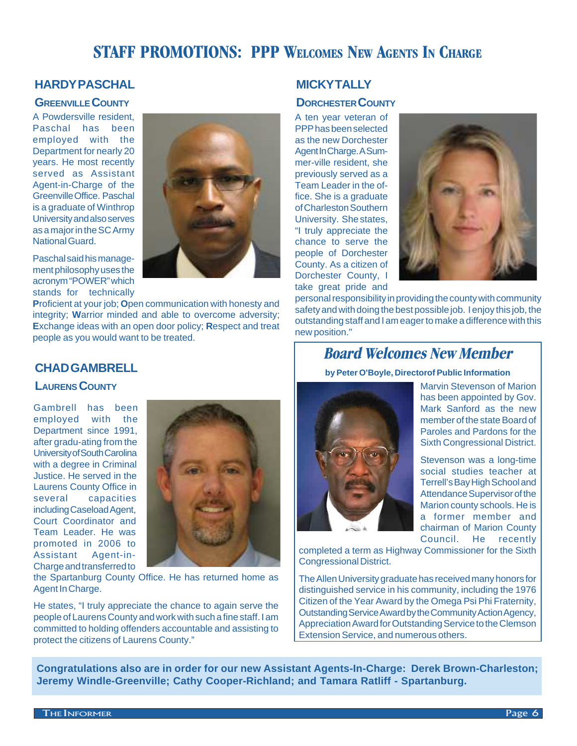# STAFF PROMOTIONS: PPP WELCOMES NEW AGENTS IN CHARGE

## HARDY PASCHAL

### GREENVILLE COUNTY

A Powdersville resident, Paschal has been employed with the Department for nearly 20 years. He most recently served as Assistant Agent-in-Charge of the Greenville Office. Paschal is a graduate of Winthrop University and also serves as a major in the SC Army National Guard.

Paschal said his management philosophy uses the acronym "POWER" which stands for technically **P**roficient at your job; **O**pen communication with honesty and integrity; **W**arrior minded and able to overcome adversity; **E**xchange ideas with an open door policy; **R**espect and treat people as you would want to be treated.

## CHAD GAMBRELL

### LAURENS COUNTY

Gambrell has been employed with the Department since 1991, after gradu-ating from the University of South Carolina with a degree in Criminal Justice. He served in the Laurens County Office in several capacities including Caseload Agent, Court Coordinator and Team Leader. He was promoted in 2006 to Assistant Agent-in-Charge and transferred to the Spartanburg County Office. He has returned home as Agent In Charge.

He states, "I truly appreciate the chance to again serve the people of Laurens County and work with such a fine staff. I am committed to holding offenders accountable and assisting to protect the citizens of Laurens County."

## MICKY TALLY

### DORCHESTER COUNTY

A ten year veteran of PPP has been selected as the new Dorchester Agent In Charge. A Sum-mer-ville resident, she previously served as a Team Leader in the of-fice. She is a graduate of Charleston Southern University. She states, "I truly appreciate the chance to serve the people of Dorchester County. As a citizen of Dorchester County, I take great pride and personal responsibility in providing the county with community safety and with doing the best possible job. I enjoy this job, the outstanding staff and I am eager to make a difference with this new position."

## *Board Welcomes New Member*

**by Peter O'Boyle, Directorof Public Information**

Marvin Stevenson of Marion has been appointed by Gov. Mark Sanford as the new member of the state Board of Paroles and Pardons for the Sixth Congressional District.

Stevenson was a long-time social studies teacher at Terrell's Bay High School and Attendance Supervisor of the Marion county schools. He is a former member and chairman of Marion County Council. He recently completed a term as Highway Commissioner for the Sixth Congressional District.

The Allen University graduate has received many honors for distinguished service in his community, including the 1976 Citizen of the Year Award by the Omega Psi Phi Fraternity, Outstanding Service Award by the Community Action Agency, Appreciation Award for Outstanding Service to the Clemson Extension Service, and numerous others.

**Congratulations also are in order for our new Assistant Agents-In-Charge: Derek Brown-Charleston; Jeremy Windle-Greenville; Cathy Cooper-Richland; and Tamara Ratliff - Spartanburg.**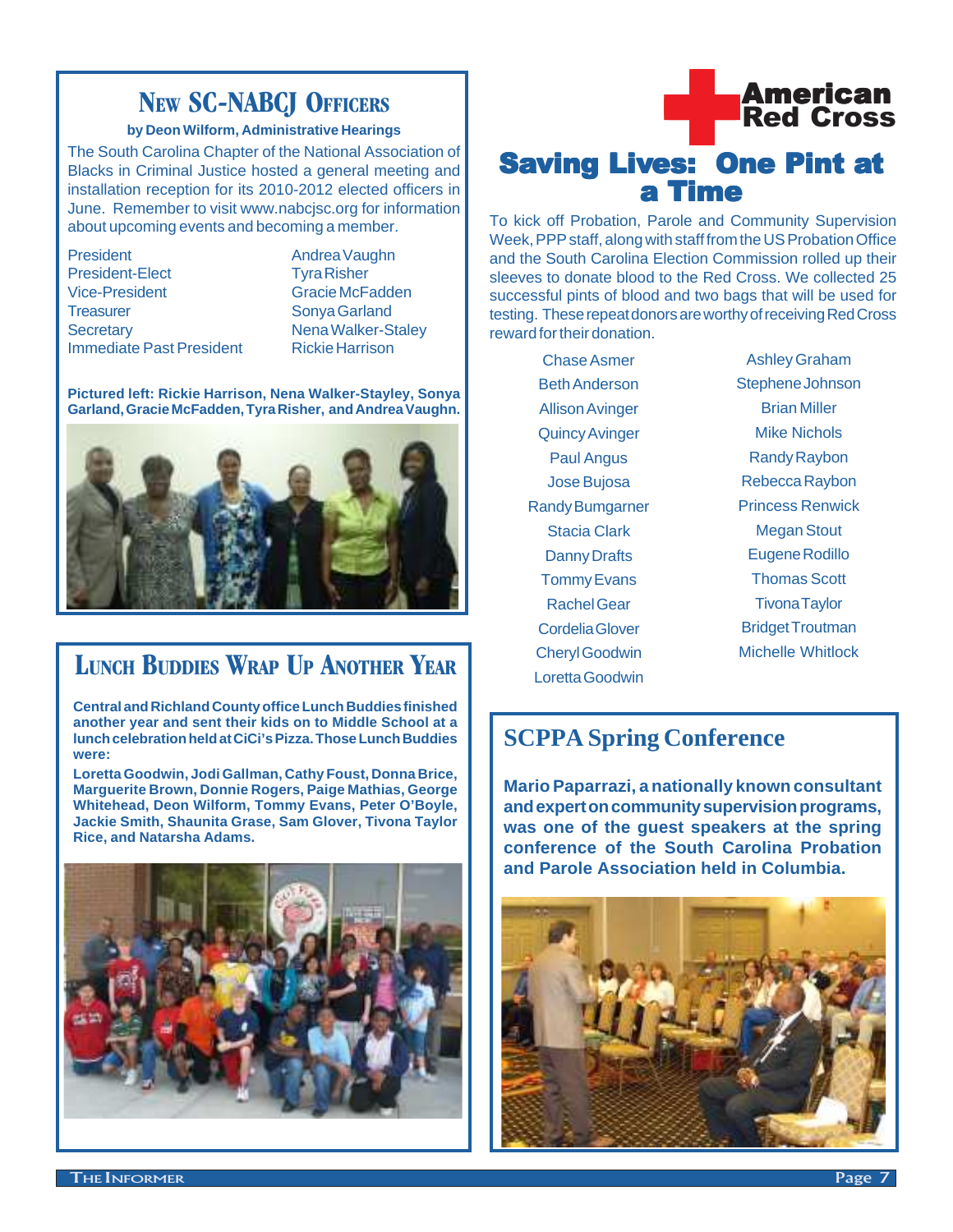## New SC-NABCJ Officers

**by Deon Wilform, Administrative Hearings**

The South Carolina Chapter of the National Association of Blacks in Criminal Justice hosted a general meeting and installation reception for its 2010-2012 elected officers in June. Remember to visit www.nabcjsc.org for information about upcoming events and becoming a member.

| | |
|---|---|
| President | Andrea Vaughn |
| President-Elect | Tyra Risher |
| Vice-President | Gracie McFadden |
| Treasurer | Sonya Garland |
| Secretary | Nena Walker-Staley |
| Immediate Past President | Rickie Harrison |

**Pictured left: Rickie Harrison, Nena Walker-Stayley, Sonya Garland, Gracie McFadden, Tyra Risher, and Andrea Vaughn.**

## Lunch Buddies Wrap Up Another Year

**Central and Richland County office Lunch Buddies finished another year and sent their kids on to Middle School at a lunch celebration held at CiCi's Pizza. Those Lunch Buddies were:**

**Loretta Goodwin, Jodi Gallman, Cathy Foust, Donna Brice, Marguerite Brown, Donnie Rogers, Paige Mathias, George Whitehead, Deon Wilform, Tommy Evans, Peter O'Boyle, Jackie Smith, Shaunita Grase, Sam Glover, Tivona Taylor Rice, and Natarsha Adams.**

American Red Cross

## Saving Lives: One Pint at a Time

To kick off Probation, Parole and Community Supervision Week, PPP staff, along with staff from the US Probation Office and the South Carolina Election Commission rolled up their sleeves to donate blood to the Red Cross. We collected 25 successful pints of blood and two bags that will be used for testing. These repeat donors are worthy of receiving Red Cross reward for their donation.

| | |
|---|---|
| Chase Asmer | Ashley Graham |
| Beth Anderson | Stephene Johnson |
| Allison Avinger | Brian Miller |
| Quincy Avinger | Mike Nichols |
| Paul Angus | Randy Raybon |
| Jose Bujosa | Rebecca Raybon |
| Randy Bumgarner | Princess Renwick |
| Stacia Clark | Megan Stout |
| Danny Drafts | Eugene Rodillo |
| Tommy Evans | Thomas Scott |
| Rachel Gear | Tivona Taylor |
| Cordelia Glover | Bridget Troutman |
| Cheryl Goodwin | Michelle Whitlock |
| Loretta Goodwin | |

## SCPPA Spring Conference

**Mario Paparrazi, a nationally known consultant and expert on community supervision programs, was one of the guest speakers at the spring conference of the South Carolina Probation and Parole Association held in Columbia.**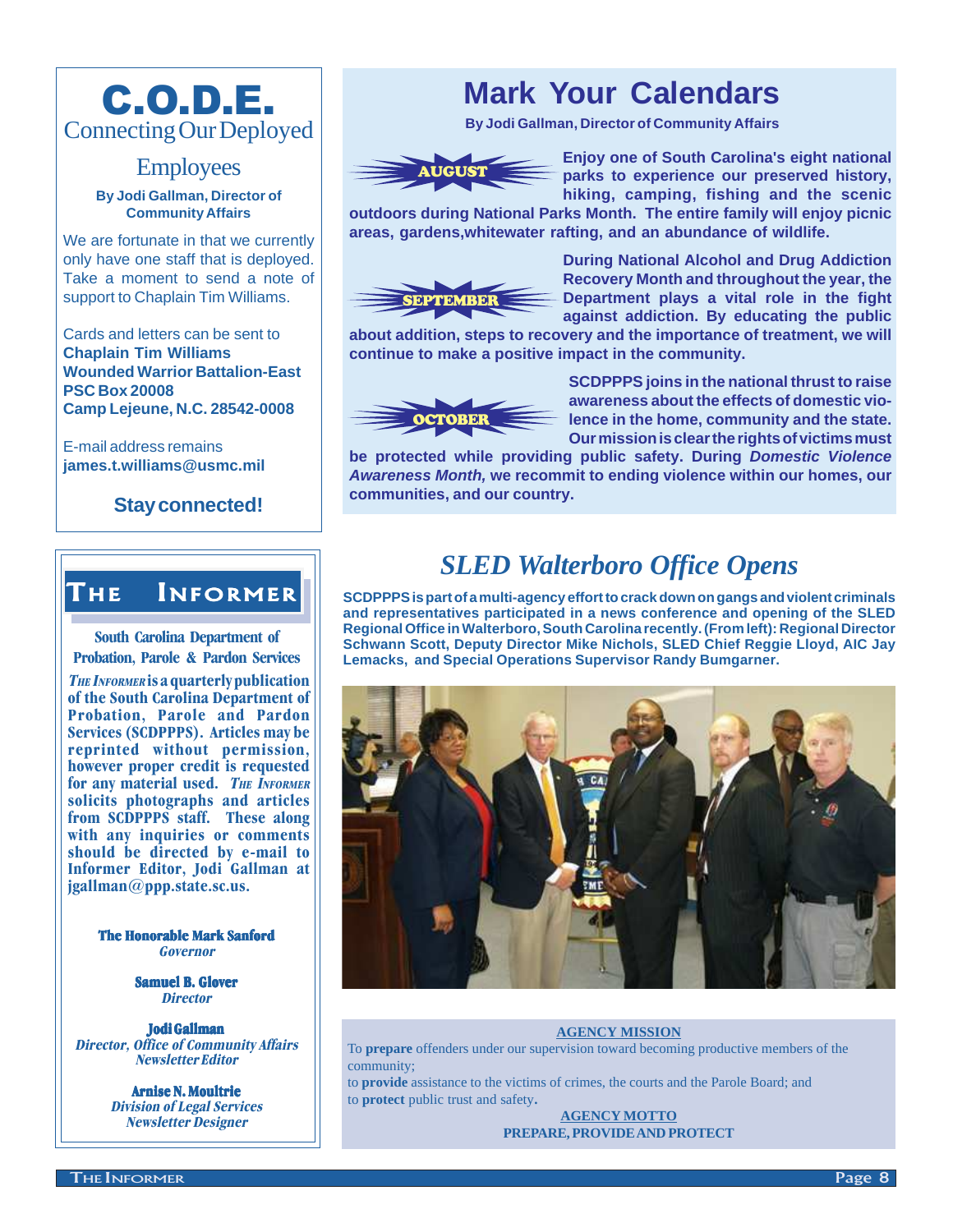# C.O.D.E.

## Connecting Our Deployed Employees

**By Jodi Gallman, Director of Community Affairs**

We are fortunate in that we currently only have one staff that is deployed. Take a moment to send a note of support to Chaplain Tim Williams.

Cards and letters can be sent to
**Chaplain Tim Williams**
**Wounded Warrior Battalion-East**
**PSC Box 20008**
**Camp Lejeune, N.C. 28542-0008**

E-mail address remains
**james.t.williams@usmc.mil**

**Stay connected!**

# Mark Your Calendars

**By Jodi Gallman, Director of Community Affairs**

**AUGUST**

**Enjoy one of South Carolina's eight national parks to experience our preserved history, hiking, camping, fishing and the scenic outdoors during National Parks Month. The entire family will enjoy picnic areas, gardens,whitewater rafting, and an abundance of wildlife.**

**SEPTEMBER**

**During National Alcohol and Drug Addiction Recovery Month and throughout the year, the Department plays a vital role in the fight against addiction. By educating the public about addition, steps to recovery and the importance of treatment, we will continue to make a positive impact in the community.**

**OCTOBER**

**SCDPPPS joins in the national thrust to raise awareness about the effects of domestic violence in the home, community and the state. Our mission is clear the rights of victims must be protected while providing public safety. During *Domestic Violence Awareness Month,* we recommit to ending violence within our homes, our communities, and our country.**

# THE INFORMER

**South Carolina Department of Probation, Parole & Pardon Services**

***THE INFORMER* is a quarterly publication of the South Carolina Department of Probation, Parole and Pardon Services (SCDPPPS). Articles may be reprinted without permission, however proper credit is requested for any material used. *THE INFORMER* solicits photographs and articles from SCDPPPS staff. These along with any inquiries or comments should be directed by e-mail to Informer Editor, Jodi Gallman at jgallman@ppp.state.sc.us.**

**The Honorable Mark Sanford**
*Governor*

**Samuel B. Glover**
*Director*

**Jodi Gallman**
*Director, Office of Community Affairs*
*Newsletter Editor*

**Arnise N. Moultrie**
*Division of Legal Services*
*Newsletter Designer*

# *SLED Walterboro Office Opens*

**SCDPPPS is part of a multi-agency effort to crack down on gangs and violent criminals and representatives participated in a news conference and opening of the SLED Regional Office in Walterboro, South Carolina recently. (From left): Regional Director Schwann Scott, Deputy Director Mike Nichols, SLED Chief Reggie Lloyd, AIC Jay Lemacks, and Special Operations Supervisor Randy Bumgarner.**

**AGENCY MISSION**

To **prepare** offenders under our supervision toward becoming productive members of the community;
to **provide** assistance to the victims of crimes, the courts and the Parole Board; and
to **protect** public trust and safety**.**

**AGENCY MOTTO**
**PREPARE, PROVIDE AND PROTECT**